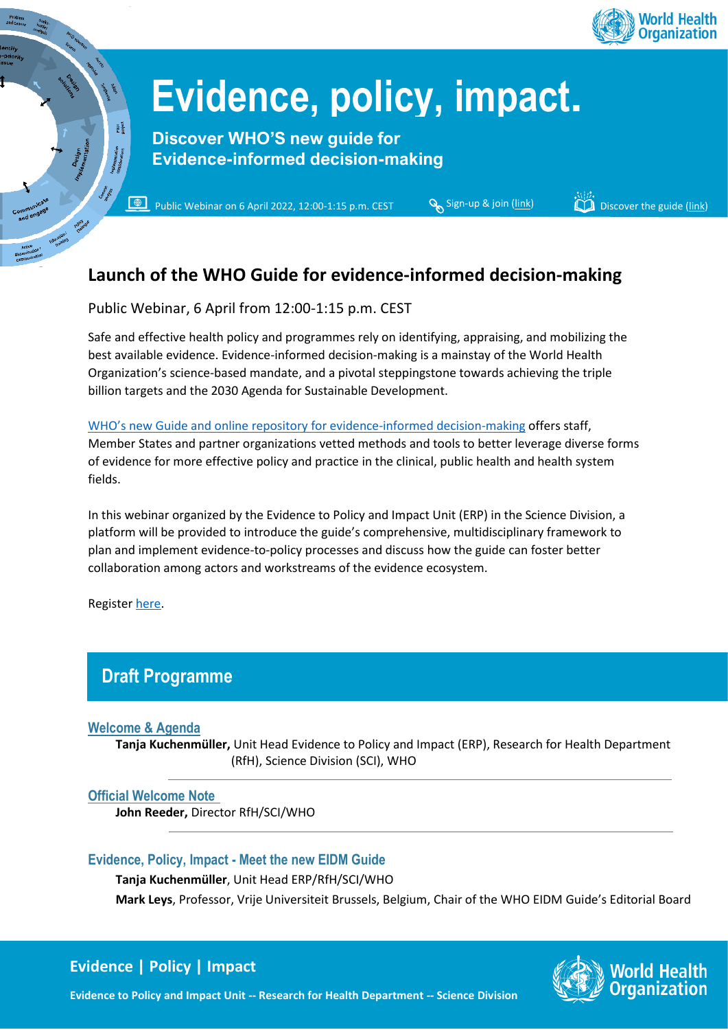# Evidence, policy, impact.

**Discover WHO'S new guide for Evidence-informed decision-making**

Public Webinar on 6 April 2022, 12:00-1:15 p.m. CEST | Sign-up & join (link) | Discover the guide (link)

## Launch of the WHO Guide for evidence-informed decision-making

Public Webinar, 6 April from 12:00-1:15 p.m. CEST

Safe and effective health policy and programmes rely on identifying, appraising, and mobilizing the best available evidence. Evidence-informed decision-making is a mainstay of the World Health Organization's science-based mandate, and a pivotal steppingstone towards achieving the triple billion targets and the 2030 Agenda for Sustainable Development.

WHO's new Guide and online repository for evidence-informed decision-making offers staff, Member States and partner organizations vetted methods and tools to better leverage diverse forms of evidence for more effective policy and practice in the clinical, public health and health system fields.

In this webinar organized by the Evidence to Policy and Impact Unit (ERP) in the Science Division, a platform will be provided to introduce the guide's comprehensive, multidisciplinary framework to plan and implement evidence-to-policy processes and discuss how the guide can foster better collaboration among actors and workstreams of the evidence ecosystem.

Register here.

## Draft Programme

### Welcome & Agenda

**Tanja Kuchenmüller,** Unit Head Evidence to Policy and Impact (ERP), Research for Health Department (RfH), Science Division (SCI), WHO

### Official Welcome Note

**John Reeder,** Director RfH/SCI/WHO

### Evidence, Policy, Impact - Meet the new EIDM Guide

**Tanja Kuchenmüller**, Unit Head ERP/RfH/SCI/WHO

**Mark Leys**, Professor, Vrije Universiteit Brussels, Belgium, Chair of the WHO EIDM Guide's Editorial Board

**Evidence | Policy | Impact**

Evidence to Policy and Impact Unit -- Research for Health Department -- Science Division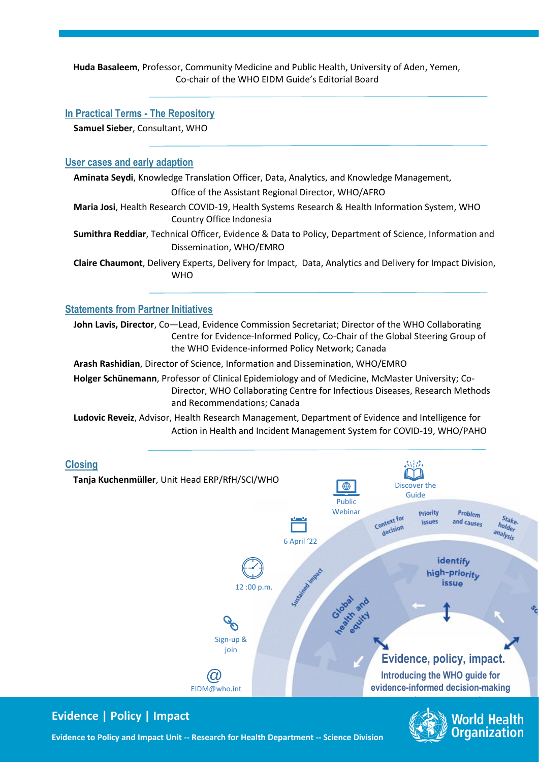**Huda Basaleem**, Professor, Community Medicine and Public Health, University of Aden, Yemen, Co-chair of the WHO EIDM Guide's Editorial Board

## In Practical Terms - The Repository

**Samuel Sieber**, Consultant, WHO

## User cases and early adaption

**Aminata Seydi**, Knowledge Translation Officer, Data, Analytics, and Knowledge Management, Office of the Assistant Regional Director, WHO/AFRO

**Maria Josi**, Health Research COVID-19, Health Systems Research & Health Information System, WHO Country Office Indonesia

**Sumithra Reddiar**, Technical Officer, Evidence & Data to Policy, Department of Science, Information and Dissemination, WHO/EMRO

**Claire Chaumont**, Delivery Experts, Delivery for Impact, Data, Analytics and Delivery for Impact Division, WHO

## Statements from Partner Initiatives

**John Lavis, Director**, Co—Lead, Evidence Commission Secretariat; Director of the WHO Collaborating Centre for Evidence-Informed Policy, Co-Chair of the Global Steering Group of the WHO Evidence-informed Policy Network; Canada

**Arash Rashidian**, Director of Science, Information and Dissemination, WHO/EMRO

**Holger Schünemann**, Professor of Clinical Epidemiology and of Medicine, McMaster University; Co-Director, WHO Collaborating Centre for Infectious Diseases, Research Methods and Recommendations; Canada

**Ludovic Reveiz**, Advisor, Health Research Management, Department of Evidence and Intelligence for Action in Health and Incident Management System for COVID-19, WHO/PAHO

## Closing

**Tanja Kuchenmüller**, Unit Head ERP/RfH/SCI/WHO

Discover the Guide

Public Webinar

6 April '22

12 :00 p.m.

Sign-up & join

EIDM@who.int

Context for decision
Priority issues
Problem and causes
Stake-holder analysis
identify high-priority issue
Sustained impact
Global health and equity

**Evidence, policy, impact.**
Introducing the WHO guide for evidence-informed decision-making

**Evidence | Policy | Impact**

**Evidence to Policy and Impact Unit -- Research for Health Department -- Science Division**

World Health Organization